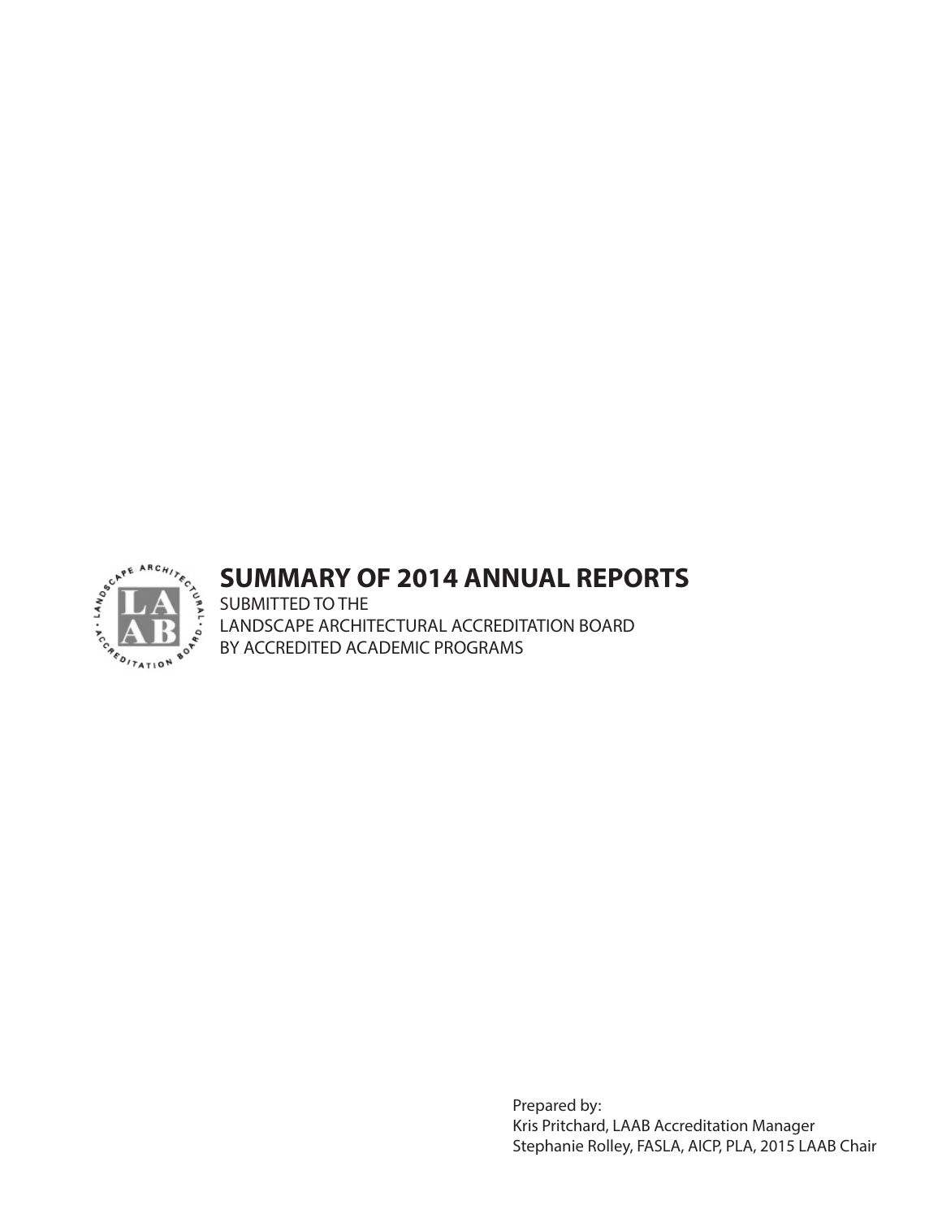# SUMMARY OF 2014 ANNUAL REPORTS

SUBMITTED TO THE
LANDSCAPE ARCHITECTURAL ACCREDITATION BOARD
BY ACCREDITED ACADEMIC PROGRAMS

Prepared by:
Kris Pritchard, LAAB Accreditation Manager
Stephanie Rolley, FASLA, AICP, PLA, 2015 LAAB Chair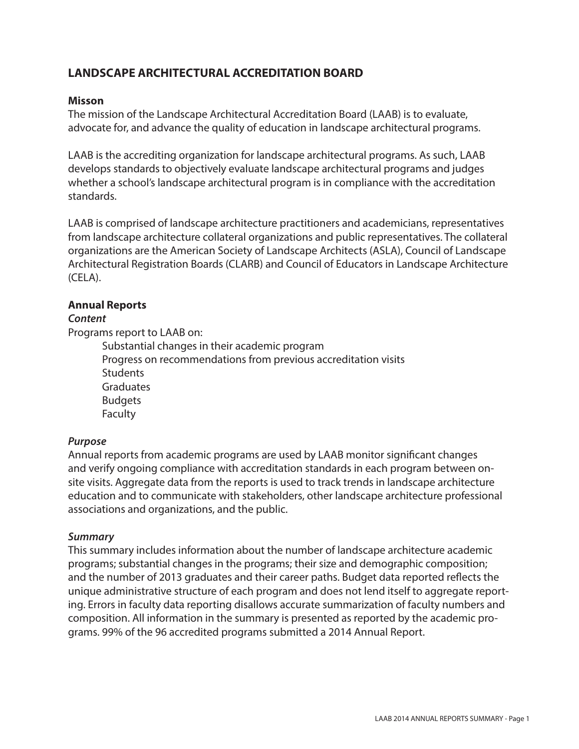## LANDSCAPE ARCHITECTURAL ACCREDITATION BOARD

### Misson

The mission of the Landscape Architectural Accreditation Board (LAAB) is to evaluate, advocate for, and advance the quality of education in landscape architectural programs.

LAAB is the accrediting organization for landscape architectural programs. As such, LAAB develops standards to objectively evaluate landscape architectural programs and judges whether a school's landscape architectural program is in compliance with the accreditation standards.

LAAB is comprised of landscape architecture practitioners and academicians, representatives from landscape architecture collateral organizations and public representatives. The collateral organizations are the American Society of Landscape Architects (ASLA), Council of Landscape Architectural Registration Boards (CLARB) and Council of Educators in Landscape Architecture (CELA).

### Annual Reports

#### *Content*

Programs report to LAAB on:

- Substantial changes in their academic program
- Progress on recommendations from previous accreditation visits
- Students
- Graduates
- Budgets
- Faculty

#### *Purpose*

Annual reports from academic programs are used by LAAB monitor significant changes and verify ongoing compliance with accreditation standards in each program between on-site visits. Aggregate data from the reports is used to track trends in landscape architecture education and to communicate with stakeholders, other landscape architecture professional associations and organizations, and the public.

#### *Summary*

This summary includes information about the number of landscape architecture academic programs; substantial changes in the programs; their size and demographic composition; and the number of 2013 graduates and their career paths. Budget data reported reflects the unique administrative structure of each program and does not lend itself to aggregate reporting. Errors in faculty data reporting disallows accurate summarization of faculty numbers and composition. All information in the summary is presented as reported by the academic programs. 99% of the 96 accredited programs submitted a 2014 Annual Report.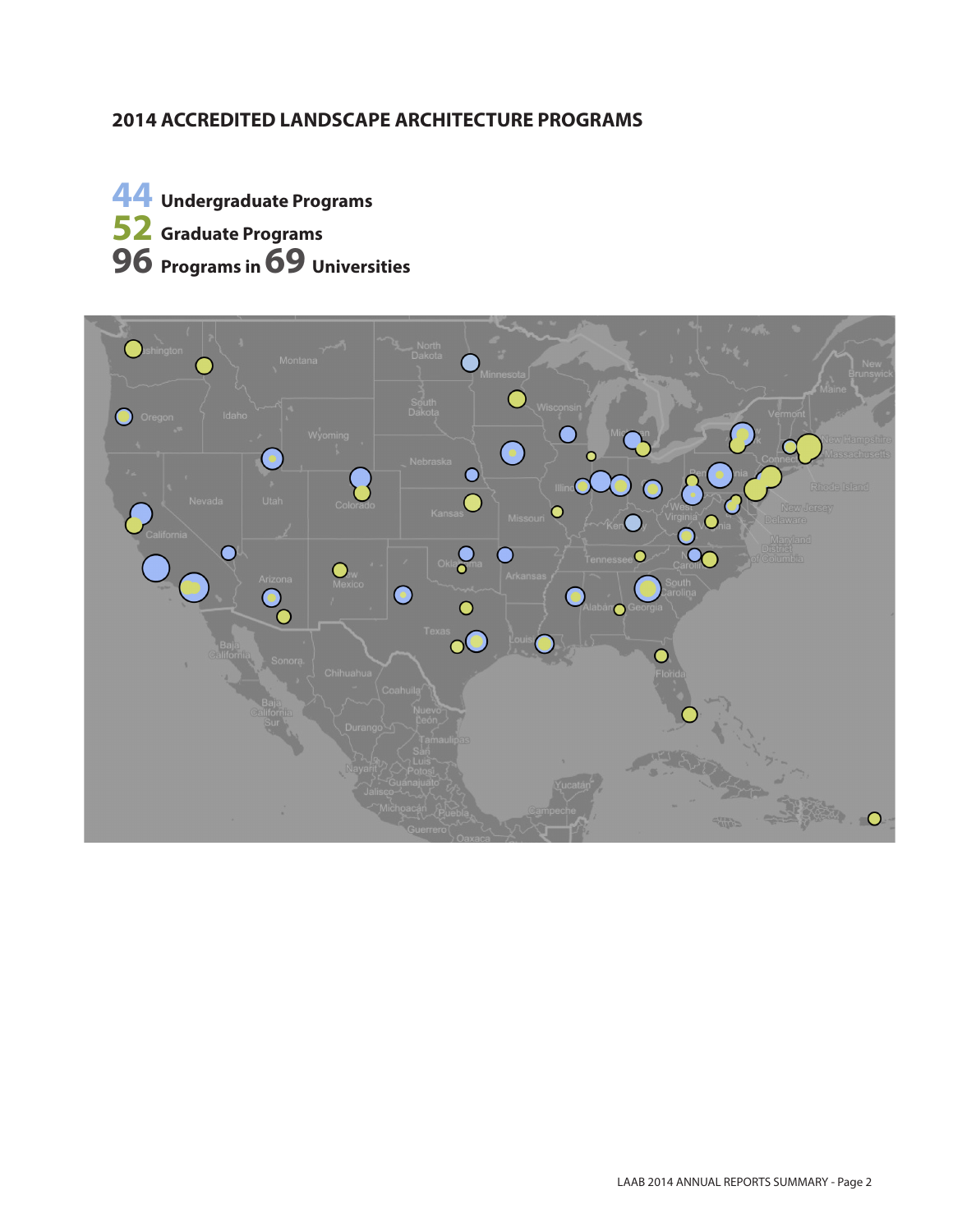## 2014 ACCREDITED LANDSCAPE ARCHITECTURE PROGRAMS

**44** **Undergraduate Programs**

**52** **Graduate Programs**

**96** **Programs in** **69** **Universities**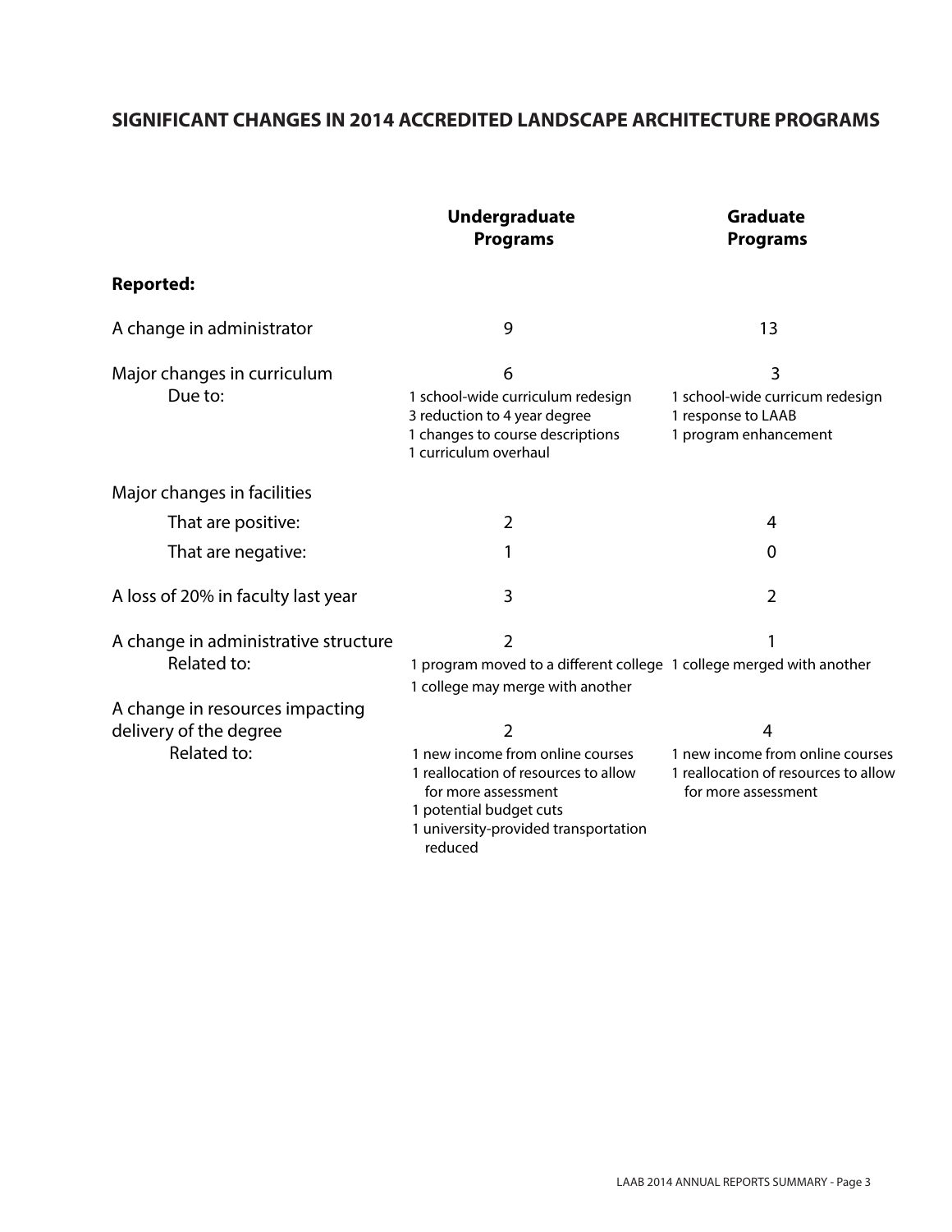## SIGNIFICANT CHANGES IN 2014 ACCREDITED LANDSCAPE ARCHITECTURE PROGRAMS

| | Undergraduate Programs | Graduate Programs |
|---|---|---|
| **Reported:** | | |
| A change in administrator | 9 | 13 |
| Major changes in curriculum | 6 | 3 |
| Due to: | 1 school-wide curriculum redesign<br>3 reduction to 4 year degree<br>1 changes to course descriptions<br>1 curriculum overhaul | 1 school-wide curricum redesign<br>1 response to LAAB<br>1 program enhancement |
| Major changes in facilities | | |
| That are positive: | 2 | 4 |
| That are negative: | 1 | 0 |
| A loss of 20% in faculty last year | 3 | 2 |
| A change in administrative structure | 2 | 1 |
| Related to: | 1 program moved to a different college<br>1 college may merge with another | 1 college merged with another |
| A change in resources impacting delivery of the degree | 2 | 4 |
| Related to: | 1 new income from online courses<br>1 reallocation of resources to allow for more assessment<br>1 potential budget cuts<br>1 university-provided transportation reduced | 1 new income from online courses<br>1 reallocation of resources to allow for more assessment |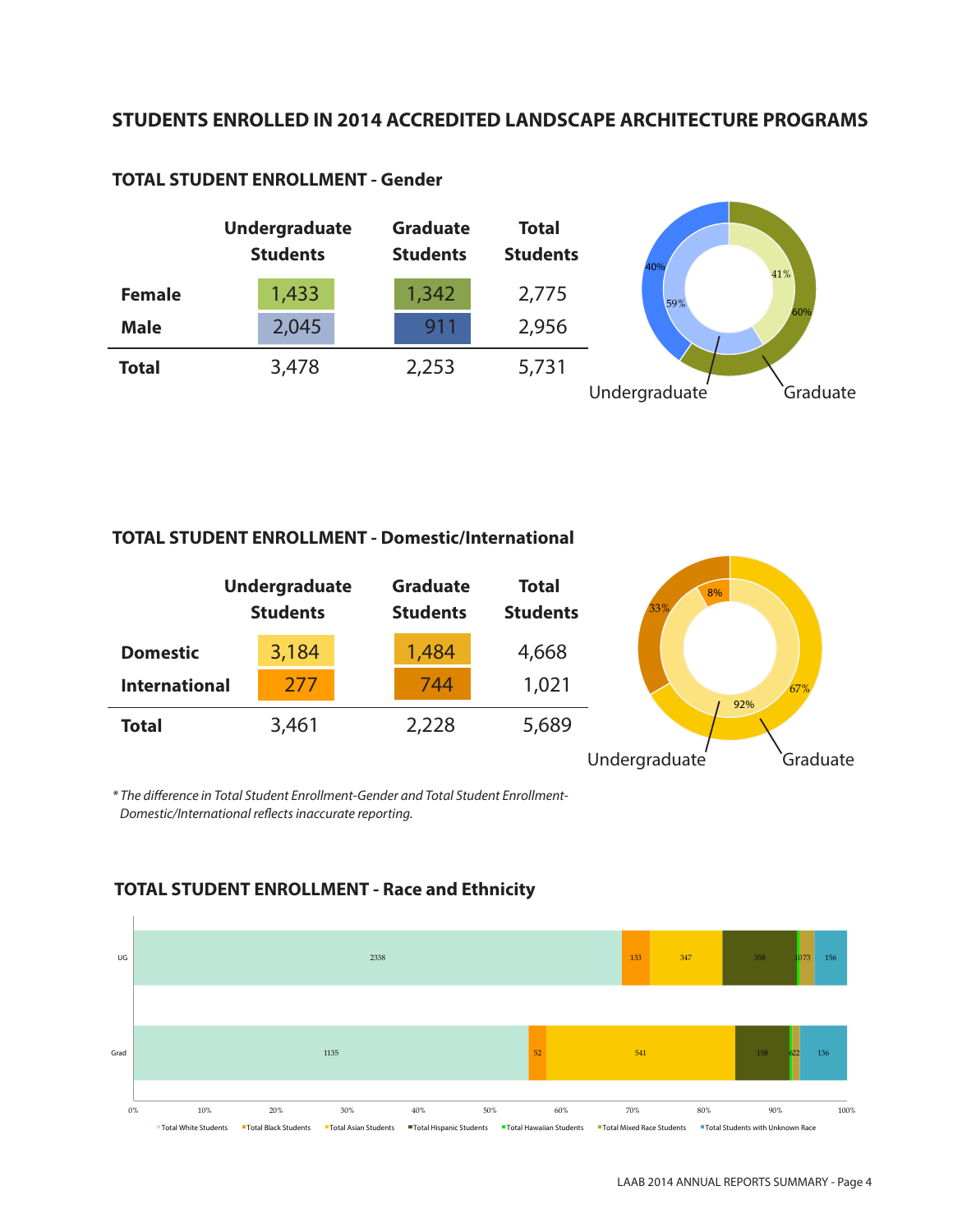## STUDENTS ENROLLED IN 2014 ACCREDITED LANDSCAPE ARCHITECTURE PROGRAMS

### TOTAL STUDENT ENROLLMENT - Gender

| | Undergraduate Students | Graduate Students | Total Students |
|---|---|---|---|
| **Female** | 1,433 | 1,342 | 2,775 |
| **Male** | 2,045 | 911 | 2,956 |
| **Total** | 3,478 | 2,253 | 5,731 |

Undergraduate: 41% / 59% — Graduate: 60% / 40%

### TOTAL STUDENT ENROLLMENT - Domestic/International

| | Undergraduate Students | Graduate Students | Total Students |
|---|---|---|---|
| **Domestic** | 3,184 | 1,484 | 4,668 |
| **International** | 277 | 744 | 1,021 |
| **Total** | 3,461 | 2,228 | 5,689 |

Undergraduate: 92% / 8% — Graduate: 67% / 33%

*\* The difference in Total Student Enrollment-Gender and Total Student Enrollment-Domestic/International reflects inaccurate reporting.*

### TOTAL STUDENT ENROLLMENT - Race and Ethnicity

| | Total White Students | Total Black Students | Total Asian Students | Total Hispanic Students | Total Hawaiian Students | Total Mixed Race Students | Total Students with Unknown Race |
|---|---|---|---|---|---|---|---|
| UG | 2338 | 133 | 347 | 358 | 10 | 73 | 156 |
| Grad | 1135 | 52 | 541 | 158 | 6 | 22 | 136 |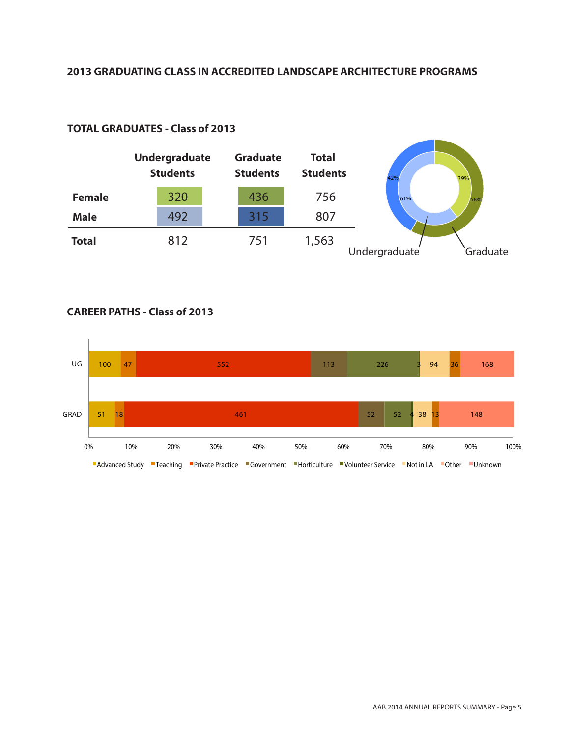## 2013 GRADUATING CLASS IN ACCREDITED LANDSCAPE ARCHITECTURE PROGRAMS

### TOTAL GRADUATES - Class of 2013

| | Undergraduate Students | Graduate Students | Total Students |
|---|---|---|---|
| **Female** | 320 | 436 | 756 |
| **Male** | 492 | 315 | 807 |
| **Total** | 812 | 751 | 1,563 |

Undergraduate: 39% Female, 61% Male
Graduate: 58% Female, 42% Male

### CAREER PATHS - Class of 2013

| | Advanced Study | Teaching | Private Practice | Government | Horticulture | Volunteer Service | Not in LA | Other | Unknown |
|---|---|---|---|---|---|---|---|---|---|
| UG | 100 | 47 | 552 | 113 | 226 | 3 | 94 | 36 | 168 |
| GRAD | 51 | 18 | 461 | 52 | 52 | 4 | 38 | 13 | 148 |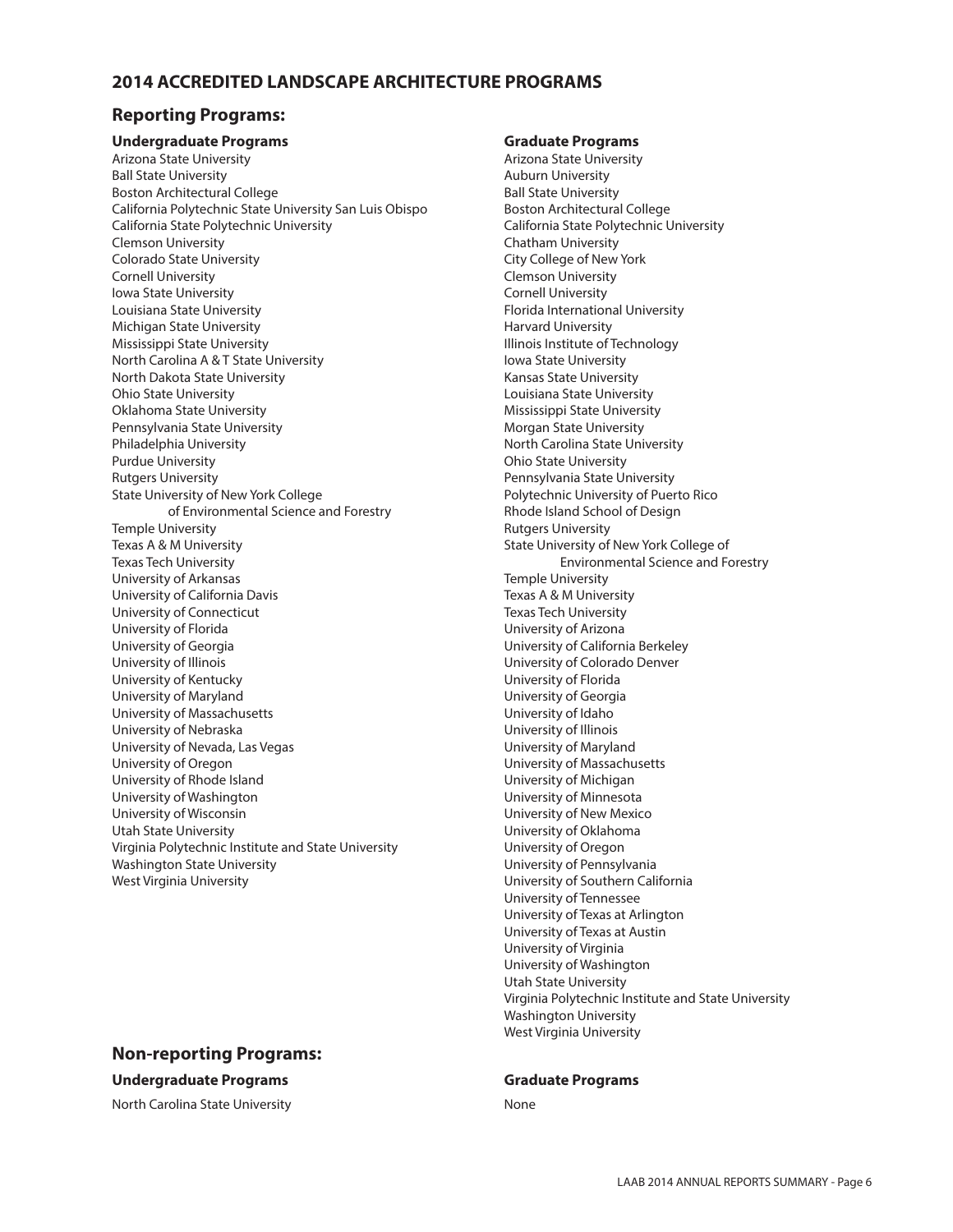## 2014 ACCREDITED LANDSCAPE ARCHITECTURE PROGRAMS

### Reporting Programs:

#### Undergraduate Programs

Arizona State University
Ball State University
Boston Architectural College
California Polytechnic State University San Luis Obispo
California State Polytechnic University
Clemson University
Colorado State University
Cornell University
Iowa State University
Louisiana State University
Michigan State University
Mississippi State University
North Carolina A & T State University
North Dakota State University
Ohio State University
Oklahoma State University
Pennsylvania State University
Philadelphia University
Purdue University
Rutgers University
State University of New York College of Environmental Science and Forestry
Temple University
Texas A & M University
Texas Tech University
University of Arkansas
University of California Davis
University of Connecticut
University of Florida
University of Georgia
University of Illinois
University of Kentucky
University of Maryland
University of Massachusetts
University of Nebraska
University of Nevada, Las Vegas
University of Oregon
University of Rhode Island
University of Washington
University of Wisconsin
Utah State University
Virginia Polytechnic Institute and State University
Washington State University
West Virginia University

#### Graduate Programs

Arizona State University
Auburn University
Ball State University
Boston Architectural College
California State Polytechnic University
Chatham University
City College of New York
Clemson University
Cornell University
Florida International University
Harvard University
Illinois Institute of Technology
Iowa State University
Kansas State University
Louisiana State University
Mississippi State University
Morgan State University
North Carolina State University
Ohio State University
Pennsylvania State University
Polytechnic University of Puerto Rico
Rhode Island School of Design
Rutgers University
State University of New York College of Environmental Science and Forestry
Temple University
Texas A & M University
Texas Tech University
University of Arizona
University of California Berkeley
University of Colorado Denver
University of Florida
University of Georgia
University of Idaho
University of Illinois
University of Maryland
University of Massachusetts
University of Michigan
University of Minnesota
University of New Mexico
University of Oklahoma
University of Oregon
University of Pennsylvania
University of Southern California
University of Tennessee
University of Texas at Arlington
University of Texas at Austin
University of Virginia
University of Washington
Utah State University
Virginia Polytechnic Institute and State University
Washington University
West Virginia University

### Non-reporting Programs:

#### Undergraduate Programs

North Carolina State University

#### Graduate Programs

None